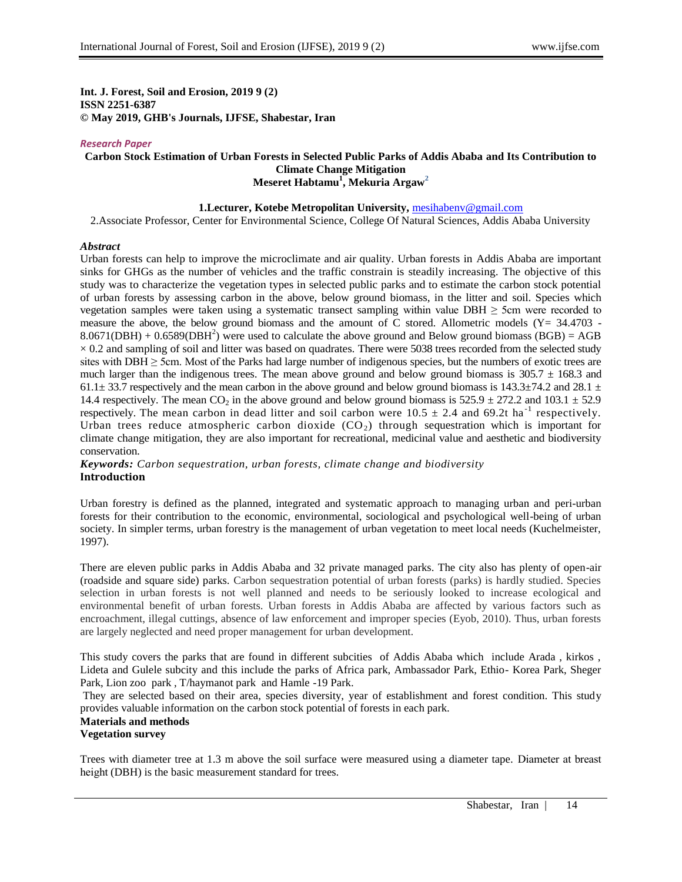**Int. J. Forest, Soil and Erosion, 2019 9 (2)**
**ISSN 2251-6387**
**© May 2019, GHB's Journals, IJFSE, Shabestar, Iran**

*Research Paper*

# Carbon Stock Estimation of Urban Forests in Selected Public Parks of Addis Ababa and Its Contribution to Climate Change Mitigation

**Meseret Habtamu[1], Mekuria Argaw[2]**

**1.Lecturer, Kotebe Metropolitan University,** mesihabenv@gmail.com

2.Associate Professor, Center for Environmental Science, College Of Natural Sciences, Addis Ababa University

***Abstract***

Urban forests can help to improve the microclimate and air quality. Urban forests in Addis Ababa are important sinks for GHGs as the number of vehicles and the traffic constrain is steadily increasing. The objective of this study was to characterize the vegetation types in selected public parks and to estimate the carbon stock potential of urban forests by assessing carbon in the above, below ground biomass, in the litter and soil. Species which vegetation samples were taken using a systematic transect sampling within value DBH ≥ 5cm were recorded to measure the above, the below ground biomass and the amount of C stored. Allometric models ($Y= 34.4703 - 8.0671(DBH) + 0.6589(DBH^2)$) were used to calculate the above ground and Below ground biomass (BGB) = AGB × 0.2 and sampling of soil and litter was based on quadrates. There were 5038 trees recorded from the selected study sites with DBH ≥ 5cm. Most of the Parks had large number of indigenous species, but the numbers of exotic trees are much larger than the indigenous trees. The mean above ground and below ground biomass is 305.7 ± 168.3 and 61.1± 33.7 respectively and the mean carbon in the above ground and below ground biomass is 143.3±74.2 and 28.1 ± 14.4 respectively. The mean $CO_2$ in the above ground and below ground biomass is 525.9 ± 272.2 and 103.1 ± 52.9 respectively. The mean carbon in dead litter and soil carbon were 10.5 ± 2.4 and 69.2t $ha^{-1}$ respectively. Urban trees reduce atmospheric carbon dioxide ($CO_2$) through sequestration which is important for climate change mitigation, they are also important for recreational, medicinal value and aesthetic and biodiversity conservation.

***Keywords:*** *Carbon sequestration, urban forests, climate change and biodiversity*

## Introduction

Urban forestry is defined as the planned, integrated and systematic approach to managing urban and peri-urban forests for their contribution to the economic, environmental, sociological and psychological well-being of urban society. In simpler terms, urban forestry is the management of urban vegetation to meet local needs (Kuchelmeister, 1997).

There are eleven public parks in Addis Ababa and 32 private managed parks. The city also has plenty of open-air (roadside and square side) parks. Carbon sequestration potential of urban forests (parks) is hardly studied. Species selection in urban forests is not well planned and needs to be seriously looked to increase ecological and environmental benefit of urban forests. Urban forests in Addis Ababa are affected by various factors such as encroachment, illegal cuttings, absence of law enforcement and improper species (Eyob, 2010). Thus, urban forests are largely neglected and need proper management for urban development.

This study covers the parks that are found in different subcities of Addis Ababa which include Arada , kirkos , Lideta and Gulele subcity and this include the parks of Africa park, Ambassador Park, Ethio- Korea Park, Sheger Park, Lion zoo park , T/haymanot park and Hamle -19 Park.

They are selected based on their area, species diversity, year of establishment and forest condition. This study provides valuable information on the carbon stock potential of forests in each park.

## Materials and methods

### Vegetation survey

Trees with diameter tree at 1.3 m above the soil surface were measured using a diameter tape. Diameter at breast height (DBH) is the basic measurement standard for trees.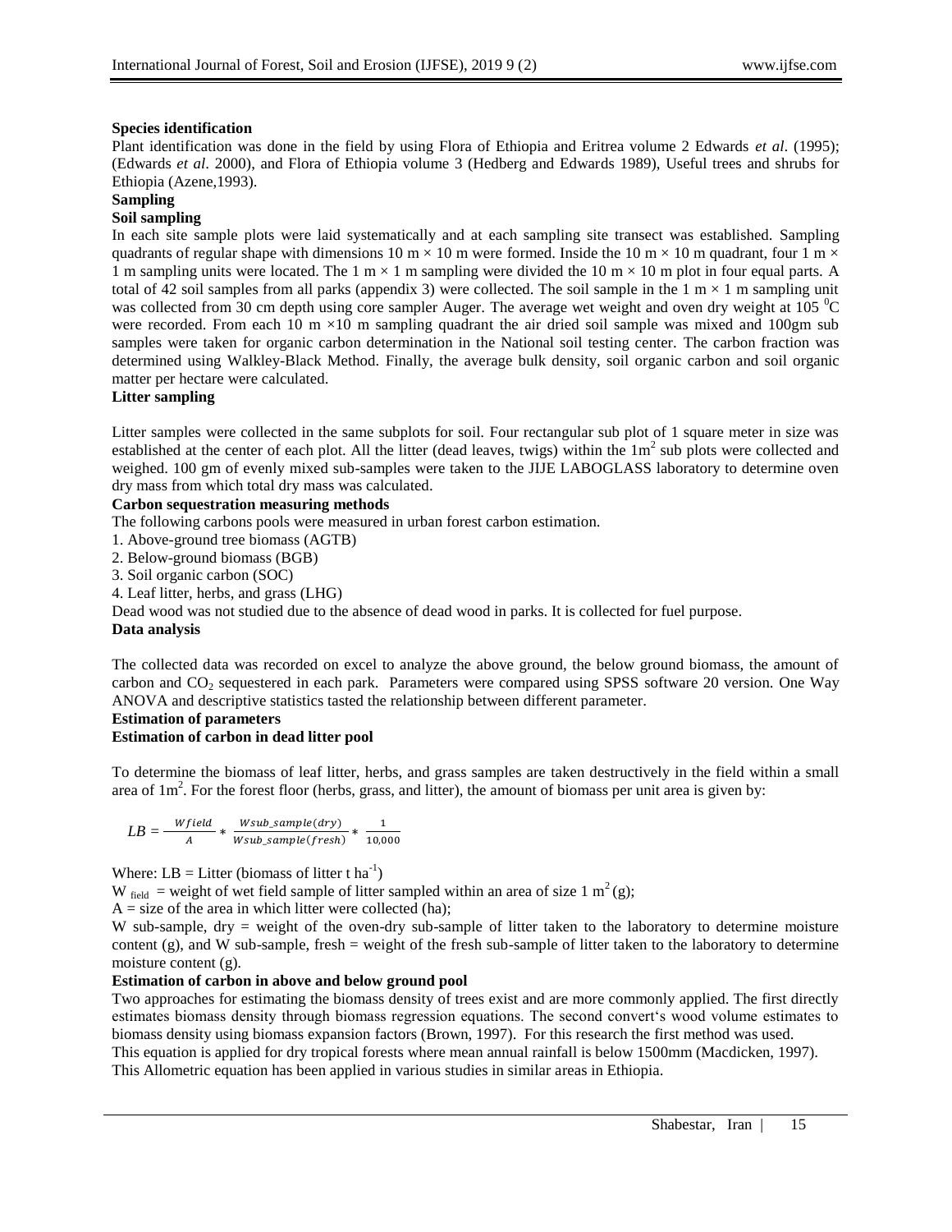**Species identification**

Plant identification was done in the field by using Flora of Ethiopia and Eritrea volume 2 Edwards *et al*. (1995); (Edwards *et al*. 2000), and Flora of Ethiopia volume 3 (Hedberg and Edwards 1989), Useful trees and shrubs for Ethiopia (Azene,1993).

**Sampling**

**Soil sampling**

In each site sample plots were laid systematically and at each sampling site transect was established. Sampling quadrants of regular shape with dimensions 10 m × 10 m were formed. Inside the 10 m × 10 m quadrant, four 1 m × 1 m sampling units were located. The 1 m × 1 m sampling were divided the 10 m × 10 m plot in four equal parts. A total of 42 soil samples from all parks (appendix 3) were collected. The soil sample in the 1 m × 1 m sampling unit was collected from 30 cm depth using core sampler Auger. The average wet weight and oven dry weight at 105 $^0$C were recorded. From each 10 m ×10 m sampling quadrant the air dried soil sample was mixed and 100gm sub samples were taken for organic carbon determination in the National soil testing center. The carbon fraction was determined using Walkley-Black Method. Finally, the average bulk density, soil organic carbon and soil organic matter per hectare were calculated.

**Litter sampling**

Litter samples were collected in the same subplots for soil. Four rectangular sub plot of 1 square meter in size was established at the center of each plot. All the litter (dead leaves, twigs) within the 1m$^2$ sub plots were collected and weighed. 100 gm of evenly mixed sub-samples were taken to the JIJE LABOGLASS laboratory to determine oven dry mass from which total dry mass was calculated.

**Carbon sequestration measuring methods**

The following carbons pools were measured in urban forest carbon estimation.

1. Above-ground tree biomass (AGTB)
2. Below-ground biomass (BGB)
3. Soil organic carbon (SOC)
4. Leaf litter, herbs, and grass (LHG)

Dead wood was not studied due to the absence of dead wood in parks. It is collected for fuel purpose.

**Data analysis**

The collected data was recorded on excel to analyze the above ground, the below ground biomass, the amount of carbon and $CO_2$ sequestered in each park. Parameters were compared using SPSS software 20 version. One Way ANOVA and descriptive statistics tasted the relationship between different parameter.

**Estimation of parameters**

**Estimation of carbon in dead litter pool**

To determine the biomass of leaf litter, herbs, and grass samples are taken destructively in the field within a small area of 1m$^2$. For the forest floor (herbs, grass, and litter), the amount of biomass per unit area is given by:

$$LB = \frac{Wfield}{A} * \frac{Wsub\_sample(dry)}{Wsub\_sample(fresh)} * \frac{1}{10{,}000}$$

Where: LB = Litter (biomass of litter t ha$^{-1}$)

$W_{field}$ = weight of wet field sample of litter sampled within an area of size 1 m$^2$ (g);

A = size of the area in which litter were collected (ha);

W sub-sample, dry = weight of the oven-dry sub-sample of litter taken to the laboratory to determine moisture content (g), and W sub-sample, fresh = weight of the fresh sub-sample of litter taken to the laboratory to determine moisture content (g).

**Estimation of carbon in above and below ground pool**

Two approaches for estimating the biomass density of trees exist and are more commonly applied. The first directly estimates biomass density through biomass regression equations. The second convert's wood volume estimates to biomass density using biomass expansion factors (Brown, 1997). For this research the first method was used.

This equation is applied for dry tropical forests where mean annual rainfall is below 1500mm (Macdicken, 1997). This Allometric equation has been applied in various studies in similar areas in Ethiopia.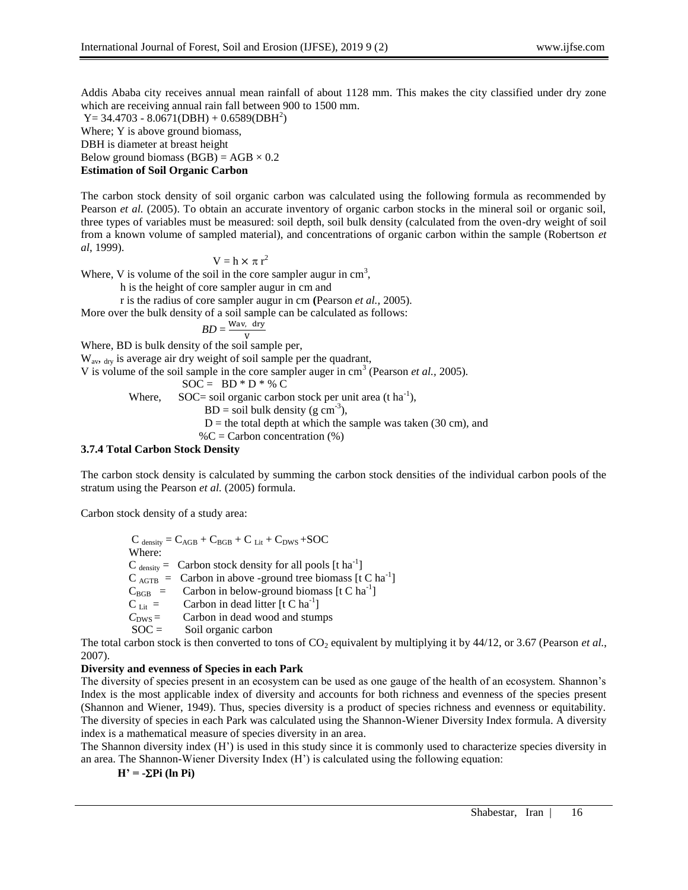Addis Ababa city receives annual mean rainfall of about 1128 mm. This makes the city classified under dry zone which are receiving annual rain fall between 900 to 1500 mm.

$Y = 34.4703 - 8.0671(DBH) + 0.6589(DBH^2)$

Where; Y is above ground biomass,

DBH is diameter at breast height

Below ground biomass (BGB) = AGB × 0.2

**Estimation of Soil Organic Carbon**

The carbon stock density of soil organic carbon was calculated using the following formula as recommended by Pearson *et al.* (2005). To obtain an accurate inventory of organic carbon stocks in the mineral soil or organic soil, three types of variables must be measured: soil depth, soil bulk density (calculated from the oven-dry weight of soil from a known volume of sampled material), and concentrations of organic carbon within the sample (Robertson *et al*, 1999).

$$V = h \times \pi r^2$$

Where, V is volume of the soil in the core sampler augur in $cm^3$,

h is the height of core sampler augur in cm and

r is the radius of core sampler augur in cm **(**Pearson *et al.,* 2005).

More over the bulk density of a soil sample can be calculated as follows:

$$BD = \frac{W_{av,\ dry}}{V}$$

Where, BD is bulk density of the soil sample per,

$W_{av,\ dry}$ is average air dry weight of soil sample per the quadrant,

V is volume of the soil sample in the core sampler auger in $cm^3$ (Pearson *et al.,* 2005).

$$SOC = BD * D * \% C$$

Where, SOC= soil organic carbon stock per unit area ($t\ ha^{-1}$),

BD = soil bulk density ($g\ cm^{-3}$),

D = the total depth at which the sample was taken (30 cm), and

%C = Carbon concentration (%)

### 3.7.4 Total Carbon Stock Density

The carbon stock density is calculated by summing the carbon stock densities of the individual carbon pools of the stratum using the Pearson *et al.* (2005) formula.

Carbon stock density of a study area:

$$C_{density} = C_{AGB} + C_{BGB} + C_{Lit} + C_{DWS} + SOC$$

Where:

$C_{density}$ = Carbon stock density for all pools [$t\ ha^{-1}$]

$C_{AGTB}$ = Carbon in above -ground tree biomass [$t\ C\ ha^{-1}$]

$C_{BGB}$ = Carbon in below-ground biomass [$t\ C\ ha^{-1}$]

$C_{Lit}$ = Carbon in dead litter [$t\ C\ ha^{-1}$]

$C_{DWS}$ = Carbon in dead wood and stumps

SOC = Soil organic carbon

The total carbon stock is then converted to tons of $CO_2$ equivalent by multiplying it by 44/12, or 3.67 (Pearson *et al.*, 2007).

**Diversity and evenness of Species in each Park**

The diversity of species present in an ecosystem can be used as one gauge of the health of an ecosystem. Shannon's Index is the most applicable index of diversity and accounts for both richness and evenness of the species present (Shannon and Wiener, 1949). Thus, species diversity is a product of species richness and evenness or equitability. The diversity of species in each Park was calculated using the Shannon-Wiener Diversity Index formula. A diversity index is a mathematical measure of species diversity in an area.

The Shannon diversity index (H') is used in this study since it is commonly used to characterize species diversity in an area. The Shannon-Wiener Diversity Index (H') is calculated using the following equation:

$$H' = -\sum Pi\ (\ln Pi)$$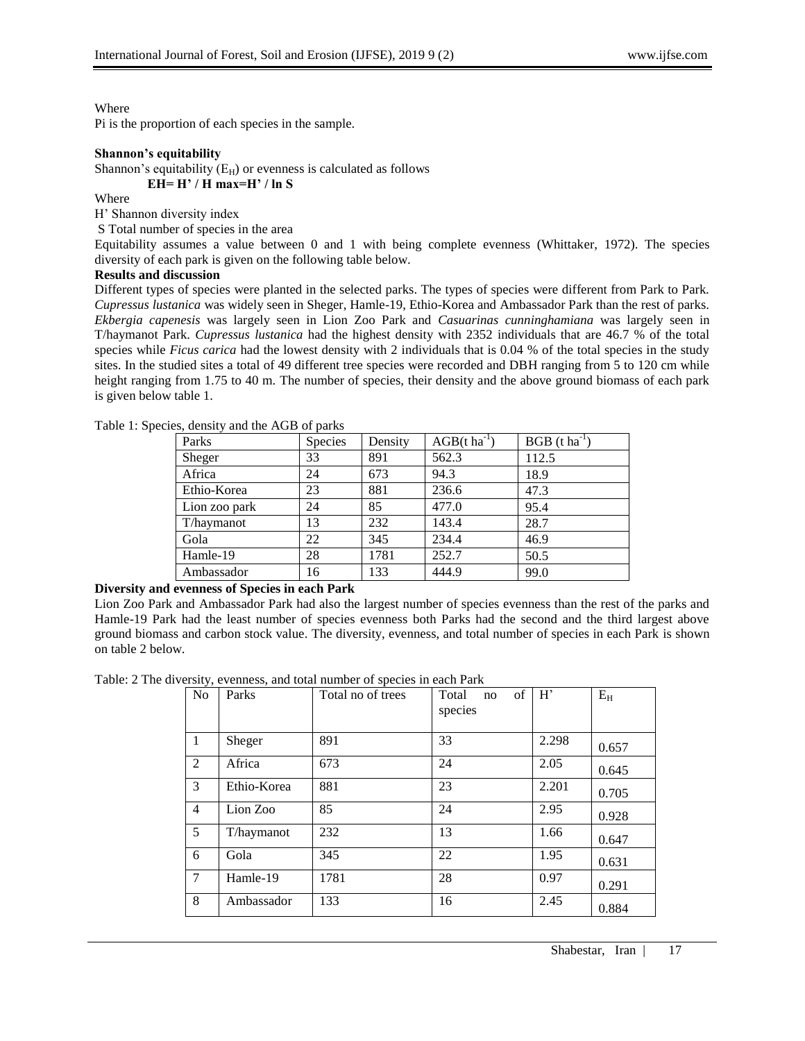Where

Pi is the proportion of each species in the sample.

**Shannon's equitability**

Shannon's equitability ($E_H$) or evenness is calculated as follows

**$EH= H' / H max=H' / \ln S$**

Where

H' Shannon diversity index

S Total number of species in the area

Equitability assumes a value between 0 and 1 with being complete evenness (Whittaker, 1972). The species diversity of each park is given on the following table below.

**Results and discussion**

Different types of species were planted in the selected parks. The types of species were different from Park to Park. *Cupressus lustanica* was widely seen in Sheger, Hamle-19, Ethio-Korea and Ambassador Park than the rest of parks. *Ekbergia capenesis* was largely seen in Lion Zoo Park and *Casuarinas cunninghamiana* was largely seen in T/haymanot Park. *Cupressus lustanica* had the highest density with 2352 individuals that are 46.7 % of the total species while *Ficus carica* had the lowest density with 2 individuals that is 0.04 % of the total species in the study sites. In the studied sites a total of 49 different tree species were recorded and DBH ranging from 5 to 120 cm while height ranging from 1.75 to 40 m. The number of species, their density and the above ground biomass of each park is given below table 1.

Table 1: Species, density and the AGB of parks

| Parks | Species | Density | AGB(t $ha^{-1}$) | BGB (t $ha^{-1}$) |
|---|---|---|---|---|
| Sheger | 33 | 891 | 562.3 | 112.5 |
| Africa | 24 | 673 | 94.3 | 18.9 |
| Ethio-Korea | 23 | 881 | 236.6 | 47.3 |
| Lion zoo park | 24 | 85 | 477.0 | 95.4 |
| T/haymanot | 13 | 232 | 143.4 | 28.7 |
| Gola | 22 | 345 | 234.4 | 46.9 |
| Hamle-19 | 28 | 1781 | 252.7 | 50.5 |
| Ambassador | 16 | 133 | 444.9 | 99.0 |

**Diversity and evenness of Species in each Park**

Lion Zoo Park and Ambassador Park had also the largest number of species evenness than the rest of the parks and Hamle-19 Park had the least number of species evenness both Parks had the second and the third largest above ground biomass and carbon stock value. The diversity, evenness, and total number of species in each Park is shown on table 2 below.

Table: 2 The diversity, evenness, and total number of species in each Park

| No | Parks | Total no of trees | Total no of species | H' | $E_H$ |
|---|---|---|---|---|---|
| 1 | Sheger | 891 | 33 | 2.298 | 0.657 |
| 2 | Africa | 673 | 24 | 2.05 | 0.645 |
| 3 | Ethio-Korea | 881 | 23 | 2.201 | 0.705 |
| 4 | Lion Zoo | 85 | 24 | 2.95 | 0.928 |
| 5 | T/haymanot | 232 | 13 | 1.66 | 0.647 |
| 6 | Gola | 345 | 22 | 1.95 | 0.631 |
| 7 | Hamle-19 | 1781 | 28 | 0.97 | 0.291 |
| 8 | Ambassador | 133 | 16 | 2.45 | 0.884 |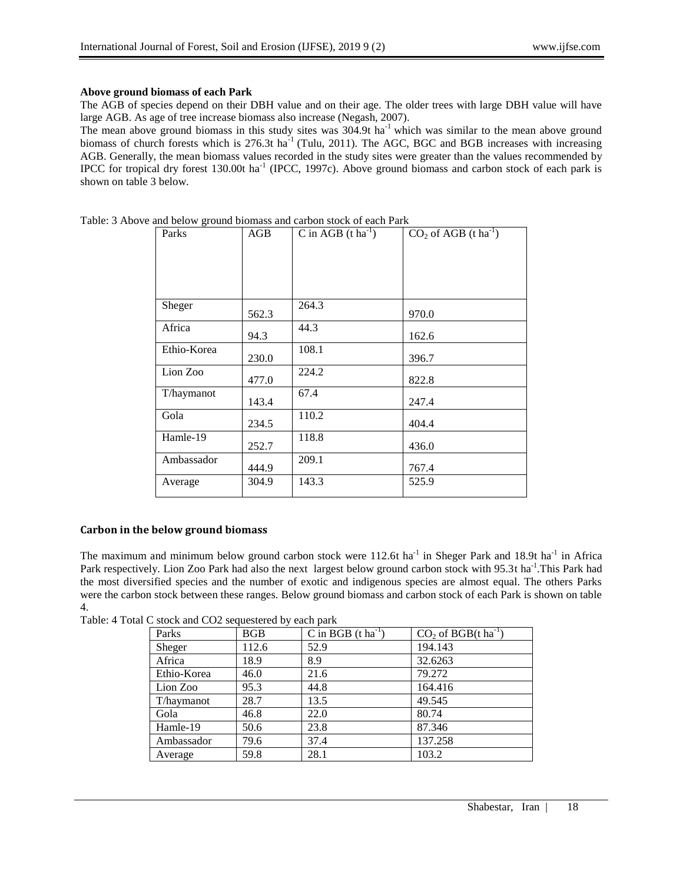**Above ground biomass of each Park**

The AGB of species depend on their DBH value and on their age. The older trees with large DBH value will have large AGB. As age of tree increase biomass also increase (Negash, 2007).

The mean above ground biomass in this study sites was 304.9t $ha^{-1}$ which was similar to the mean above ground biomass of church forests which is 276.3t $ha^{-1}$ (Tulu, 2011). The AGC, BGC and BGB increases with increasing AGB. Generally, the mean biomass values recorded in the study sites were greater than the values recommended by IPCC for tropical dry forest 130.00t $ha^{-1}$ (IPCC, 1997c). Above ground biomass and carbon stock of each park is shown on table 3 below.

Table: 3 Above and below ground biomass and carbon stock of each Park

| Parks | AGB | C in AGB (t $ha^{-1}$) | $CO_2$ of AGB (t $ha^{-1}$) |
|---|---|---|---|
| Sheger | 562.3 | 264.3 | 970.0 |
| Africa | 94.3 | 44.3 | 162.6 |
| Ethio-Korea | 230.0 | 108.1 | 396.7 |
| Lion Zoo | 477.0 | 224.2 | 822.8 |
| T/haymanot | 143.4 | 67.4 | 247.4 |
| Gola | 234.5 | 110.2 | 404.4 |
| Hamle-19 | 252.7 | 118.8 | 436.0 |
| Ambassador | 444.9 | 209.1 | 767.4 |
| Average | 304.9 | 143.3 | 525.9 |

**Carbon in the below ground biomass**

The maximum and minimum below ground carbon stock were 112.6t $ha^{-1}$ in Sheger Park and 18.9t $ha^{-1}$ in Africa Park respectively. Lion Zoo Park had also the next largest below ground carbon stock with 95.3t $ha^{-1}$.This Park had the most diversified species and the number of exotic and indigenous species are almost equal. The others Parks were the carbon stock between these ranges. Below ground biomass and carbon stock of each Park is shown on table 4.

Table: 4 Total C stock and CO2 sequestered by each park

| Parks | BGB | C in BGB (t $ha^{-1}$) | $CO_2$ of BGB(t $ha^{-1}$) |
|---|---|---|---|
| Sheger | 112.6 | 52.9 | 194.143 |
| Africa | 18.9 | 8.9 | 32.6263 |
| Ethio-Korea | 46.0 | 21.6 | 79.272 |
| Lion Zoo | 95.3 | 44.8 | 164.416 |
| T/haymanot | 28.7 | 13.5 | 49.545 |
| Gola | 46.8 | 22.0 | 80.74 |
| Hamle-19 | 50.6 | 23.8 | 87.346 |
| Ambassador | 79.6 | 37.4 | 137.258 |
| Average | 59.8 | 28.1 | 103.2 |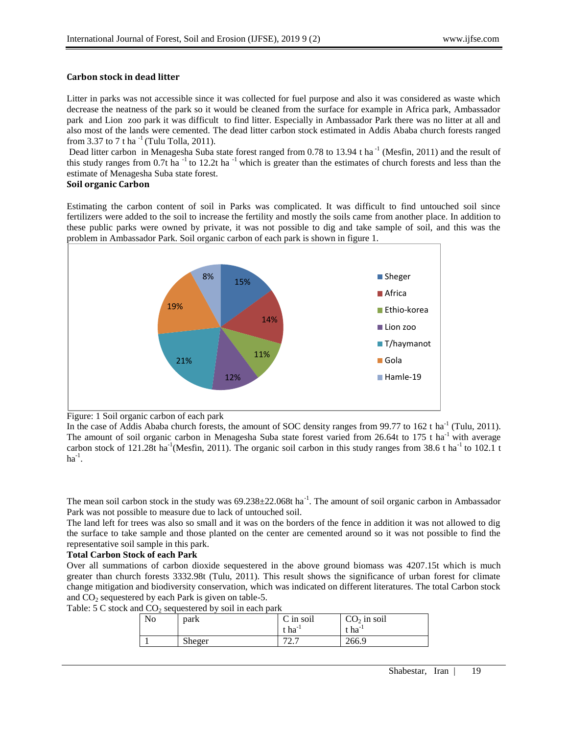### Carbon stock in dead litter

Litter in parks was not accessible since it was collected for fuel purpose and also it was considered as waste which decrease the neatness of the park so it would be cleaned from the surface for example in Africa park, Ambassador park and Lion zoo park it was difficult to find litter. Especially in Ambassador Park there was no litter at all and also most of the lands were cemented. The dead litter carbon stock estimated in Addis Ababa church forests ranged from 3.37 to 7 t $ha^{-1}$ (Tulu Tolla, 2011).

Dead litter carbon in Menagesha Suba state forest ranged from 0.78 to 13.94 t $ha^{-1}$ (Mesfin, 2011) and the result of this study ranges from 0.7t $ha^{-1}$ to 12.2t $ha^{-1}$ which is greater than the estimates of church forests and less than the estimate of Menagesha Suba state forest.

### Soil organic Carbon

Estimating the carbon content of soil in Parks was complicated. It was difficult to find untouched soil since fertilizers were added to the soil to increase the fertility and mostly the soils came from another place. In addition to these public parks were owned by private, it was not possible to dig and take sample of soil, and this was the problem in Ambassador Park. Soil organic carbon of each park is shown in figure 1.

| Park | Share |
|---|---|
| Sheger | 15% |
| Africa | 14% |
| Ethio-korea | 11% |
| Lion zoo | 12% |
| T/haymanot | 21% |
| Gola | 19% |
| Hamle-19 | 8% |

Figure: 1 Soil organic carbon of each park

In the case of Addis Ababa church forests, the amount of SOC density ranges from 99.77 to 162 t $ha^{-1}$ (Tulu, 2011). The amount of soil organic carbon in Menagesha Suba state forest varied from 26.64t to 175 t $ha^{-1}$ with average carbon stock of 121.28t $ha^{-1}$(Mesfin, 2011). The organic soil carbon in this study ranges from 38.6 t $ha^{-1}$ to 102.1 t $ha^{-1}$.

The mean soil carbon stock in the study was 69.238±22.068t $ha^{-1}$. The amount of soil organic carbon in Ambassador Park was not possible to measure due to lack of untouched soil.

The land left for trees was also so small and it was on the borders of the fence in addition it was not allowed to dig the surface to take sample and those planted on the center are cemented around so it was not possible to find the representative soil sample in this park.

### Total Carbon Stock of each Park

Over all summations of carbon dioxide sequestered in the above ground biomass was 4207.15t which is much greater than church forests 3332.98t (Tulu, 2011). This result shows the significance of urban forest for climate change mitigation and biodiversity conservation, which was indicated on different literatures. The total Carbon stock and $CO_2$ sequestered by each Park is given on table-5.

Table: 5 C stock and $CO_2$ sequestered by soil in each park

| No | park | C in soil t $ha^{-1}$ | $CO_2$ in soil t $ha^{-1}$ |
|---|---|---|---|
| 1 | Sheger | 72.7 | 266.9 |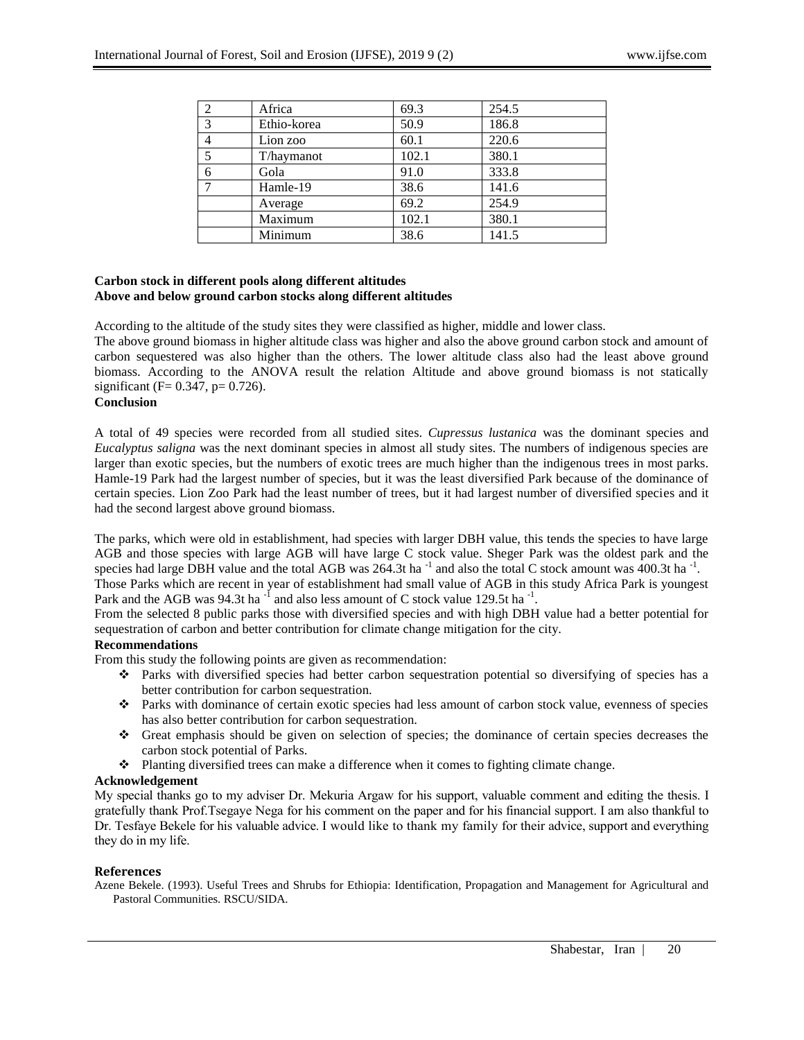| 2 | Africa | 69.3 | 254.5 |
|---|---|---|---|
| 3 | Ethio-korea | 50.9 | 186.8 |
| 4 | Lion zoo | 60.1 | 220.6 |
| 5 | T/haymanot | 102.1 | 380.1 |
| 6 | Gola | 91.0 | 333.8 |
| 7 | Hamle-19 | 38.6 | 141.6 |
| | Average | 69.2 | 254.9 |
| | Maximum | 102.1 | 380.1 |
| | Minimum | 38.6 | 141.5 |

**Carbon stock in different pools along different altitudes**

**Above and below ground carbon stocks along different altitudes**

According to the altitude of the study sites they were classified as higher, middle and lower class.

The above ground biomass in higher altitude class was higher and also the above ground carbon stock and amount of carbon sequestered was also higher than the others. The lower altitude class also had the least above ground biomass. According to the ANOVA result the relation Altitude and above ground biomass is not statically significant ($F= 0.347$, $p= 0.726$).

**Conclusion**

A total of 49 species were recorded from all studied sites. *Cupressus lustanica* was the dominant species and *Eucalyptus saligna* was the next dominant species in almost all study sites. The numbers of indigenous species are larger than exotic species, but the numbers of exotic trees are much higher than the indigenous trees in most parks. Hamle-19 Park had the largest number of species, but it was the least diversified Park because of the dominance of certain species. Lion Zoo Park had the least number of trees, but it had largest number of diversified species and it had the second largest above ground biomass.

The parks, which were old in establishment, had species with larger DBH value, this tends the species to have large AGB and those species with large AGB will have large C stock value. Sheger Park was the oldest park and the species had large DBH value and the total AGB was 264.3t $ha^{-1}$ and also the total C stock amount was 400.3t $ha^{-1}$.

Those Parks which are recent in year of establishment had small value of AGB in this study Africa Park is youngest Park and the AGB was 94.3t $ha^{-1}$ and also less amount of C stock value 129.5t $ha^{-1}$.

From the selected 8 public parks those with diversified species and with high DBH value had a better potential for sequestration of carbon and better contribution for climate change mitigation for the city.

**Recommendations**

From this study the following points are given as recommendation:

- Parks with diversified species had better carbon sequestration potential so diversifying of species has a better contribution for carbon sequestration.
- Parks with dominance of certain exotic species had less amount of carbon stock value, evenness of species has also better contribution for carbon sequestration.
- Great emphasis should be given on selection of species; the dominance of certain species decreases the carbon stock potential of Parks.
- Planting diversified trees can make a difference when it comes to fighting climate change.

**Acknowledgement**

My special thanks go to my adviser Dr. Mekuria Argaw for his support, valuable comment and editing the thesis. I gratefully thank Prof.Tsegaye Nega for his comment on the paper and for his financial support. I am also thankful to Dr. Tesfaye Bekele for his valuable advice. I would like to thank my family for their advice, support and everything they do in my life.

**References**

Azene Bekele. (1993). Useful Trees and Shrubs for Ethiopia: Identification, Propagation and Management for Agricultural and Pastoral Communities. RSCU/SIDA.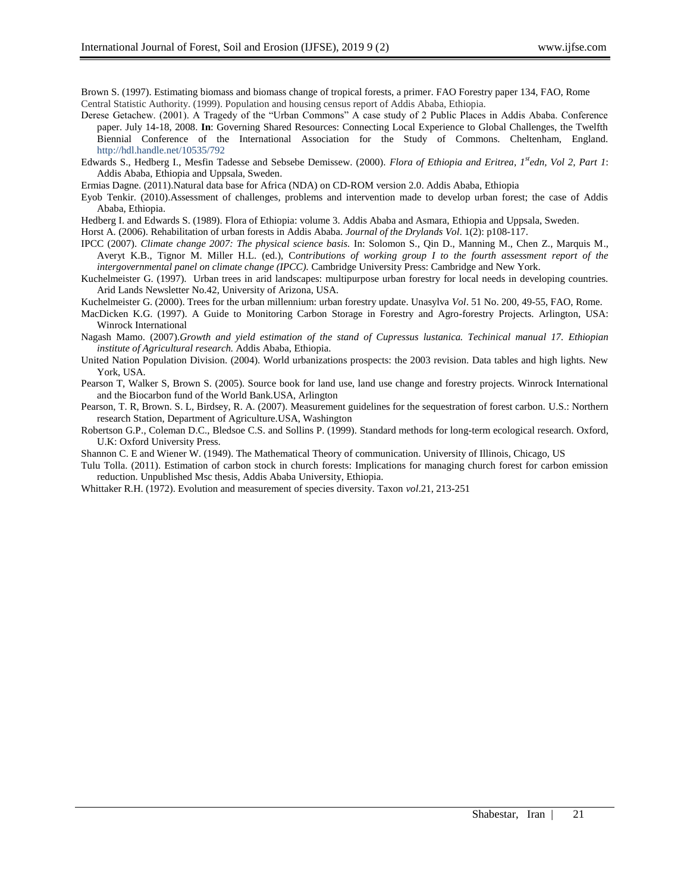Brown S. (1997). Estimating biomass and biomass change of tropical forests, a primer. FAO Forestry paper 134, FAO, Rome

Central Statistic Authority. (1999). Population and housing census report of Addis Ababa, Ethiopia.

Derese Getachew. (2001). A Tragedy of the "Urban Commons" A case study of 2 Public Places in Addis Ababa. Conference paper. July 14-18, 2008. **In**: Governing Shared Resources: Connecting Local Experience to Global Challenges, the Twelfth Biennial Conference of the International Association for the Study of Commons. Cheltenham, England. http://hdl.handle.net/10535/792

Edwards S., Hedberg I., Mesfin Tadesse and Sebsebe Demissew. (2000). *Flora of Ethiopia and Eritrea, 1st edn, Vol 2, Part 1*: Addis Ababa, Ethiopia and Uppsala, Sweden.

Ermias Dagne. (2011).Natural data base for Africa (NDA) on CD-ROM version 2.0. Addis Ababa, Ethiopia

Eyob Tenkir. (2010).Assessment of challenges, problems and intervention made to develop urban forest; the case of Addis Ababa, Ethiopia.

Hedberg I. and Edwards S. (1989). Flora of Ethiopia: volume 3. Addis Ababa and Asmara, Ethiopia and Uppsala, Sweden.

Horst A. (2006). Rehabilitation of urban forests in Addis Ababa. *Journal of the Drylands Vol*. 1(2): p108-117.

IPCC (2007). *Climate change 2007: The physical science basis.* In: Solomon S., Qin D., Manning M., Chen Z., Marquis M., Averyt K.B., Tignor M. Miller H.L. (ed.), C*ontributions of working group I to the fourth assessment report of the intergovernmental panel on climate change (IPCC).* Cambridge University Press: Cambridge and New York.

Kuchelmeister G. (1997). Urban trees in arid landscapes: multipurpose urban forestry for local needs in developing countries. Arid Lands Newsletter No.42, University of Arizona, USA.

Kuchelmeister G. (2000). Trees for the urban millennium: urban forestry update. Unasylva *Vol*. 51 No. 200, 49-55, FAO, Rome.

MacDicken K.G. (1997). A Guide to Monitoring Carbon Storage in Forestry and Agro-forestry Projects. Arlington, USA: Winrock International

Nagash Mamo. (2007).*Growth and yield estimation of the stand of Cupressus lustanica. Techinical manual 17. Ethiopian institute of Agricultural research.* Addis Ababa, Ethiopia.

United Nation Population Division. (2004). World urbanizations prospects: the 2003 revision. Data tables and high lights. New York, USA.

Pearson T, Walker S, Brown S. (2005). Source book for land use, land use change and forestry projects. Winrock International and the Biocarbon fund of the World Bank.USA, Arlington

Pearson, T. R, Brown. S. L, Birdsey, R. A. (2007). Measurement guidelines for the sequestration of forest carbon. U.S.: Northern research Station, Department of Agriculture.USA, Washington

Robertson G.P., Coleman D.C., Bledsoe C.S. and Sollins P. (1999). Standard methods for long-term ecological research. Oxford, U.K: Oxford University Press.

Shannon C. E and Wiener W. (1949). The Mathematical Theory of communication. University of Illinois, Chicago, US

Tulu Tolla. (2011). Estimation of carbon stock in church forests: Implications for managing church forest for carbon emission reduction. Unpublished Msc thesis, Addis Ababa University, Ethiopia.

Whittaker R.H. (1972). Evolution and measurement of species diversity. Taxon *vol*.21, 213-251